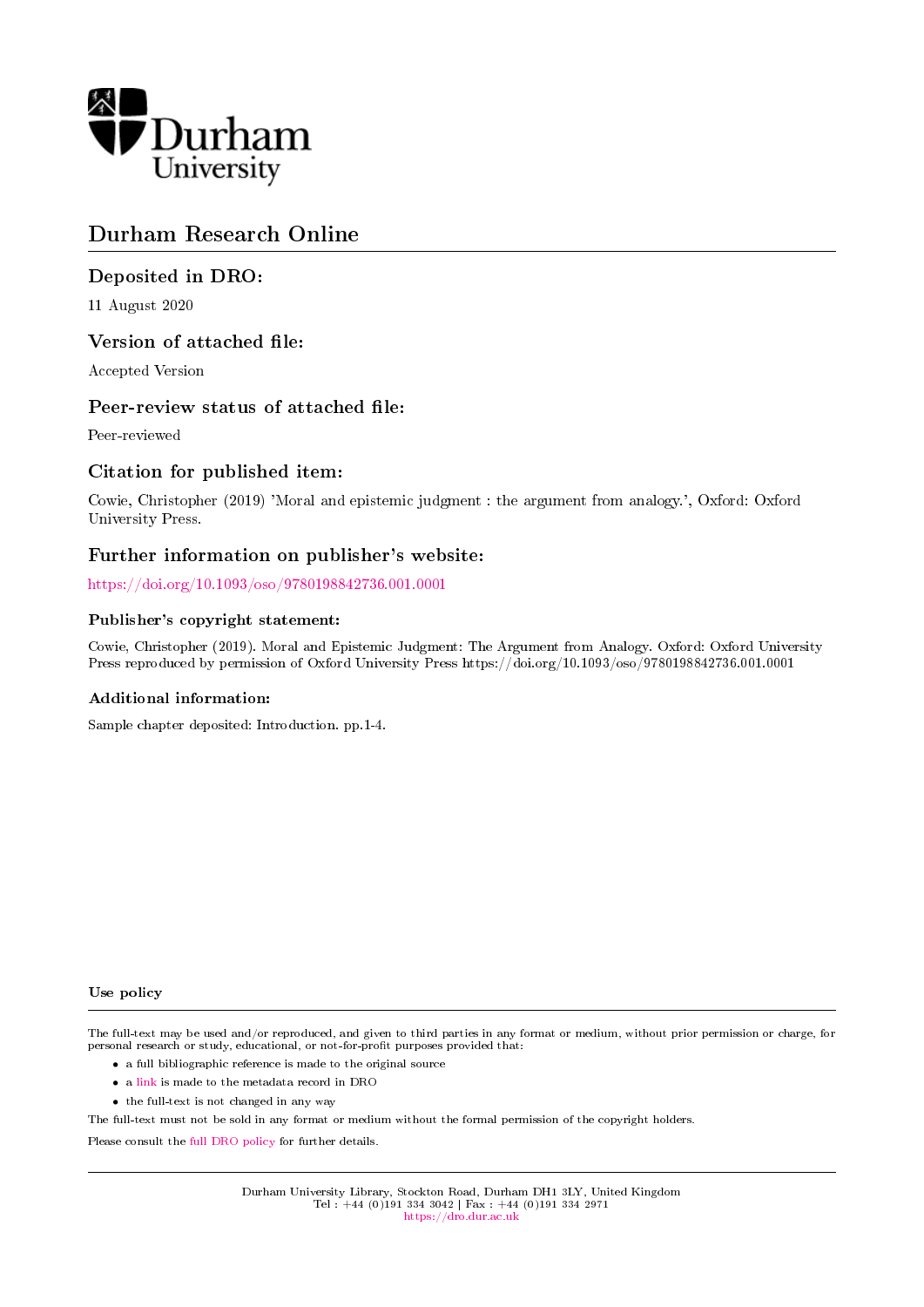Durham University

# Durham Research Online

## Deposited in DRO:

11 August 2020

## Version of attached file:

Accepted Version

## Peer-review status of attached file:

Peer-reviewed

## Citation for published item:

Cowie, Christopher (2019) 'Moral and epistemic judgment : the argument from analogy.', Oxford: Oxford University Press.

## Further information on publisher's website:

https://doi.org/10.1093/oso/9780198842736.001.0001

### Publisher's copyright statement:

Cowie, Christopher (2019). Moral and Epistemic Judgment: The Argument from Analogy. Oxford: Oxford University Press reproduced by permission of Oxford University Press https://doi.org/10.1093/oso/9780198842736.001.0001

### Additional information:

Sample chapter deposited: Introduction. pp.1-4.

### Use policy

The full-text may be used and/or reproduced, and given to third parties in any format or medium, without prior permission or charge, for personal research or study, educational, or not-for-profit purposes provided that:

- a full bibliographic reference is made to the original source
- a link is made to the metadata record in DRO
- the full-text is not changed in any way

The full-text must not be sold in any format or medium without the formal permission of the copyright holders.

Please consult the full DRO policy for further details.

Durham University Library, Stockton Road, Durham DH1 3LY, United Kingdom
Tel : +44 (0)191 334 3042 | Fax : +44 (0)191 334 2971
https://dro.dur.ac.uk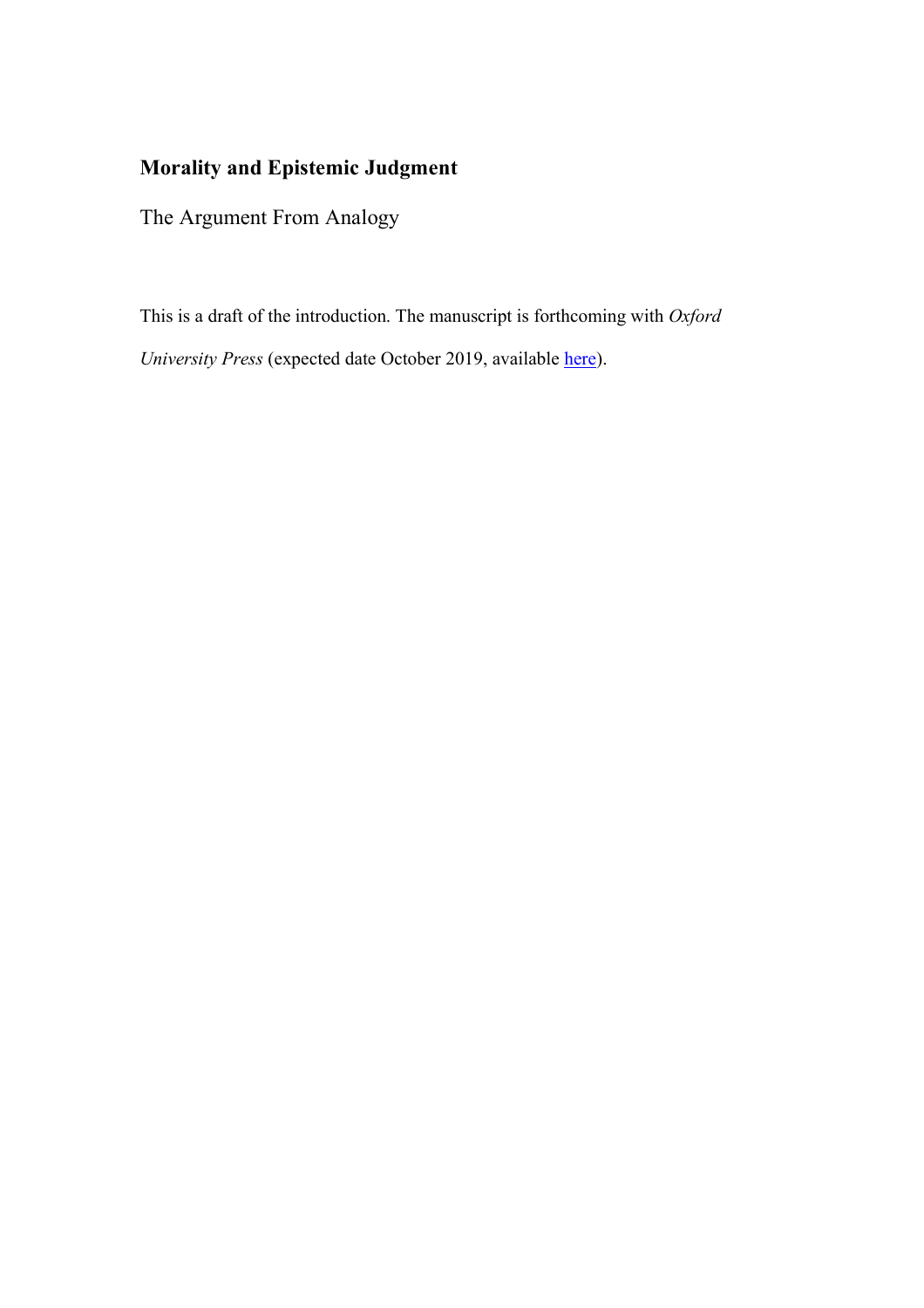# Morality and Epistemic Judgment

The Argument From Analogy

This is a draft of the introduction. The manuscript is forthcoming with *Oxford University Press* (expected date October 2019, available here).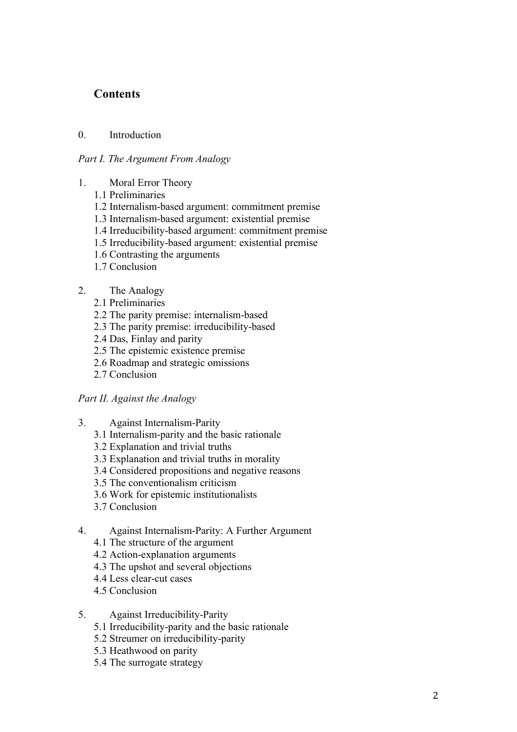## Contents

0. Introduction

*Part I. The Argument From Analogy*

1. Moral Error Theory
   - 1.1 Preliminaries
   - 1.2 Internalism-based argument: commitment premise
   - 1.3 Internalism-based argument: existential premise
   - 1.4 Irreducibility-based argument: commitment premise
   - 1.5 Irreducibility-based argument: existential premise
   - 1.6 Contrasting the arguments
   - 1.7 Conclusion

2. The Analogy
   - 2.1 Preliminaries
   - 2.2 The parity premise: internalism-based
   - 2.3 The parity premise: irreducibility-based
   - 2.4 Das, Finlay and parity
   - 2.5 The epistemic existence premise
   - 2.6 Roadmap and strategic omissions
   - 2.7 Conclusion

*Part II. Against the Analogy*

3. Against Internalism-Parity
   - 3.1 Internalism-parity and the basic rationale
   - 3.2 Explanation and trivial truths
   - 3.3 Explanation and trivial truths in morality
   - 3.4 Considered propositions and negative reasons
   - 3.5 The conventionalism criticism
   - 3.6 Work for epistemic institutionalists
   - 3.7 Conclusion

4. Against Internalism-Parity: A Further Argument
   - 4.1 The structure of the argument
   - 4.2 Action-explanation arguments
   - 4.3 The upshot and several objections
   - 4.4 Less clear-cut cases
   - 4.5 Conclusion

5. Against Irreducibility-Parity
   - 5.1 Irreducibility-parity and the basic rationale
   - 5.2 Streumer on irreducibility-parity
   - 5.3 Heathwood on parity
   - 5.4 The surrogate strategy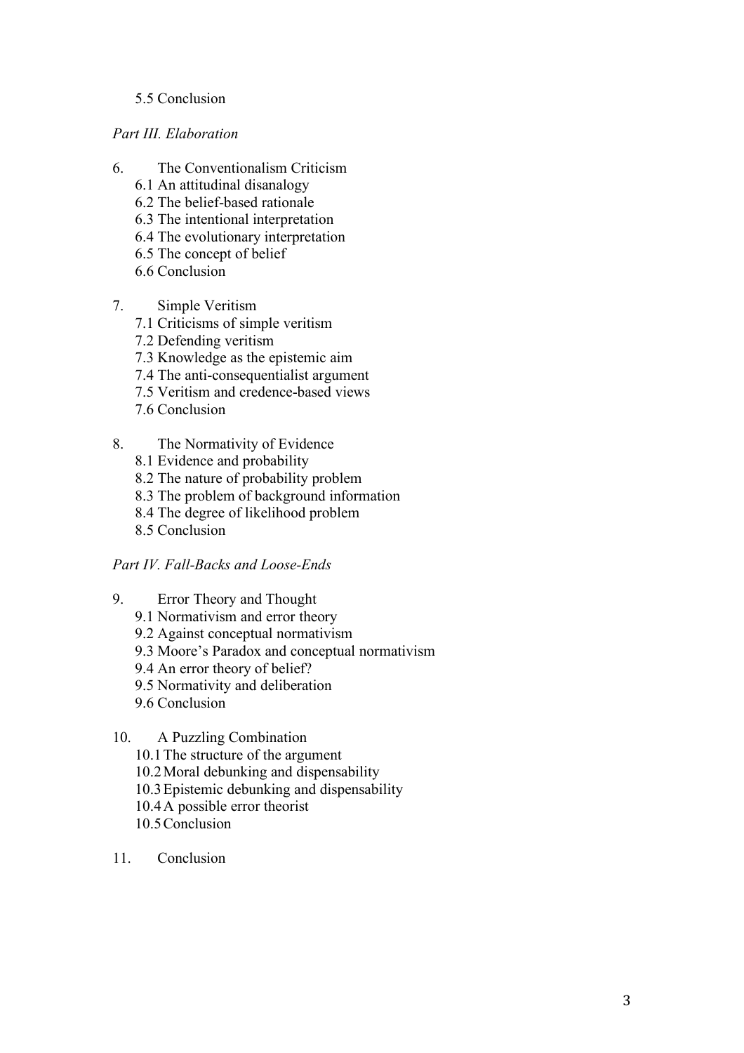5.5 Conclusion

*Part III. Elaboration*

6. The Conventionalism Criticism
    - 6.1 An attitudinal disanalogy
    - 6.2 The belief-based rationale
    - 6.3 The intentional interpretation
    - 6.4 The evolutionary interpretation
    - 6.5 The concept of belief
    - 6.6 Conclusion

7. Simple Veritism
    - 7.1 Criticisms of simple veritism
    - 7.2 Defending veritism
    - 7.3 Knowledge as the epistemic aim
    - 7.4 The anti-consequentialist argument
    - 7.5 Veritism and credence-based views
    - 7.6 Conclusion

8. The Normativity of Evidence
    - 8.1 Evidence and probability
    - 8.2 The nature of probability problem
    - 8.3 The problem of background information
    - 8.4 The degree of likelihood problem
    - 8.5 Conclusion

*Part IV. Fall-Backs and Loose-Ends*

9. Error Theory and Thought
    - 9.1 Normativism and error theory
    - 9.2 Against conceptual normativism
    - 9.3 Moore's Paradox and conceptual normativism
    - 9.4 An error theory of belief?
    - 9.5 Normativity and deliberation
    - 9.6 Conclusion

10. A Puzzling Combination
    - 10.1 The structure of the argument
    - 10.2 Moral debunking and dispensability
    - 10.3 Epistemic debunking and dispensability
    - 10.4 A possible error theorist
    - 10.5 Conclusion

11. Conclusion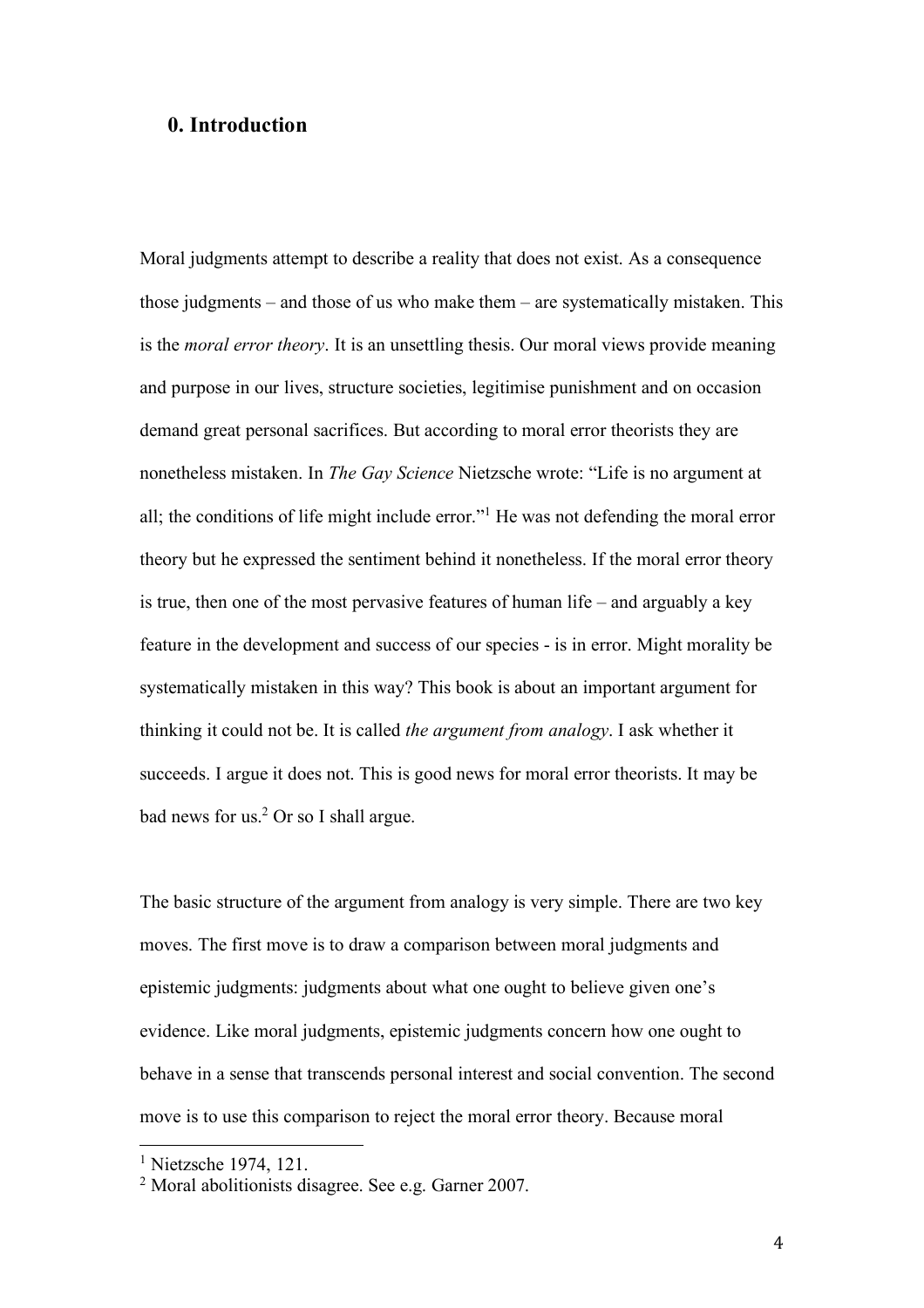## 0. Introduction

Moral judgments attempt to describe a reality that does not exist. As a consequence those judgments – and those of us who make them – are systematically mistaken. This is the *moral error theory*. It is an unsettling thesis. Our moral views provide meaning and purpose in our lives, structure societies, legitimise punishment and on occasion demand great personal sacrifices. But according to moral error theorists they are nonetheless mistaken. In *The Gay Science* Nietzsche wrote: "Life is no argument at all; the conditions of life might include error."[1] He was not defending the moral error theory but he expressed the sentiment behind it nonetheless. If the moral error theory is true, then one of the most pervasive features of human life – and arguably a key feature in the development and success of our species - is in error. Might morality be systematically mistaken in this way? This book is about an important argument for thinking it could not be. It is called *the argument from analogy*. I ask whether it succeeds. I argue it does not. This is good news for moral error theorists. It may be bad news for us.[2] Or so I shall argue.

The basic structure of the argument from analogy is very simple. There are two key moves. The first move is to draw a comparison between moral judgments and epistemic judgments: judgments about what one ought to believe given one's evidence. Like moral judgments, epistemic judgments concern how one ought to behave in a sense that transcends personal interest and social convention. The second move is to use this comparison to reject the moral error theory. Because moral

[1] Nietzsche 1974, 121.

[2] Moral abolitionists disagree. See e.g. Garner 2007.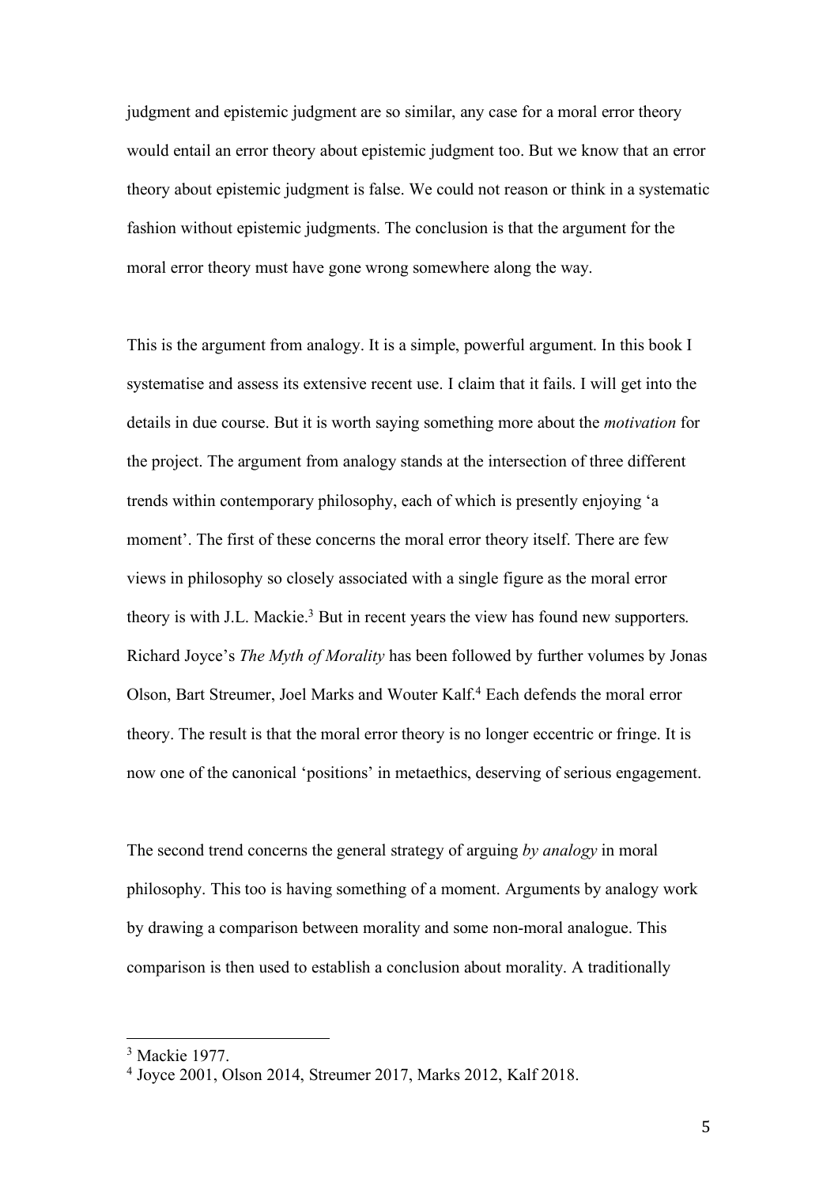judgment and epistemic judgment are so similar, any case for a moral error theory would entail an error theory about epistemic judgment too. But we know that an error theory about epistemic judgment is false. We could not reason or think in a systematic fashion without epistemic judgments. The conclusion is that the argument for the moral error theory must have gone wrong somewhere along the way.

This is the argument from analogy. It is a simple, powerful argument. In this book I systematise and assess its extensive recent use. I claim that it fails. I will get into the details in due course. But it is worth saying something more about the *motivation* for the project. The argument from analogy stands at the intersection of three different trends within contemporary philosophy, each of which is presently enjoying 'a moment'. The first of these concerns the moral error theory itself. There are few views in philosophy so closely associated with a single figure as the moral error theory is with J.L. Mackie.[3] But in recent years the view has found new supporters. Richard Joyce's *The Myth of Morality* has been followed by further volumes by Jonas Olson, Bart Streumer, Joel Marks and Wouter Kalf.[4] Each defends the moral error theory. The result is that the moral error theory is no longer eccentric or fringe. It is now one of the canonical 'positions' in metaethics, deserving of serious engagement.

The second trend concerns the general strategy of arguing *by analogy* in moral philosophy. This too is having something of a moment. Arguments by analogy work by drawing a comparison between morality and some non-moral analogue. This comparison is then used to establish a conclusion about morality. A traditionally

[3] Mackie 1977.

[4] Joyce 2001, Olson 2014, Streumer 2017, Marks 2012, Kalf 2018.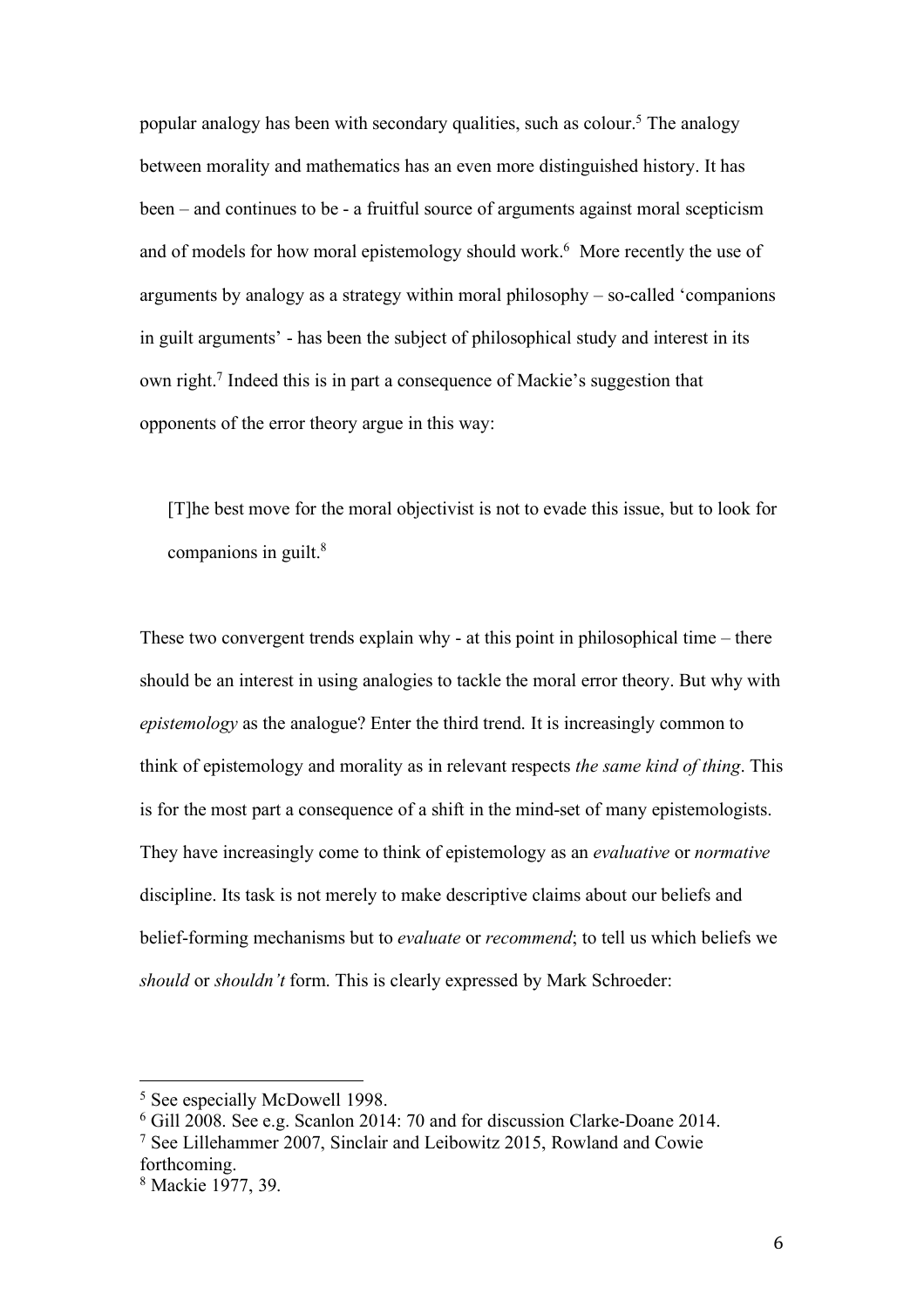popular analogy has been with secondary qualities, such as colour.[5] The analogy between morality and mathematics has an even more distinguished history. It has been – and continues to be - a fruitful source of arguments against moral scepticism and of models for how moral epistemology should work.[6] More recently the use of arguments by analogy as a strategy within moral philosophy – so-called 'companions in guilt arguments' - has been the subject of philosophical study and interest in its own right.[7] Indeed this is in part a consequence of Mackie's suggestion that opponents of the error theory argue in this way:

> [T]he best move for the moral objectivist is not to evade this issue, but to look for companions in guilt.[8]

These two convergent trends explain why - at this point in philosophical time – there should be an interest in using analogies to tackle the moral error theory. But why with *epistemology* as the analogue? Enter the third trend. It is increasingly common to think of epistemology and morality as in relevant respects *the same kind of thing*. This is for the most part a consequence of a shift in the mind-set of many epistemologists. They have increasingly come to think of epistemology as an *evaluative* or *normative* discipline. Its task is not merely to make descriptive claims about our beliefs and belief-forming mechanisms but to *evaluate* or *recommend*; to tell us which beliefs we *should* or *shouldn't* form. This is clearly expressed by Mark Schroeder:

---

[5] See especially McDowell 1998.

[6] Gill 2008. See e.g. Scanlon 2014: 70 and for discussion Clarke-Doane 2014.

[7] See Lillehammer 2007, Sinclair and Leibowitz 2015, Rowland and Cowie forthcoming.

[8] Mackie 1977, 39.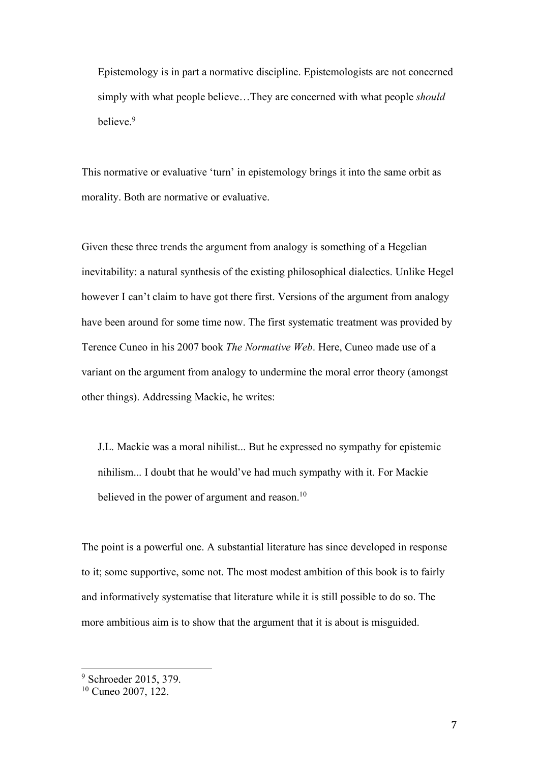> Epistemology is in part a normative discipline. Epistemologists are not concerned simply with what people believe…They are concerned with what people *should* believe.[9]

This normative or evaluative 'turn' in epistemology brings it into the same orbit as morality. Both are normative or evaluative.

Given these three trends the argument from analogy is something of a Hegelian inevitability: a natural synthesis of the existing philosophical dialectics. Unlike Hegel however I can't claim to have got there first. Versions of the argument from analogy have been around for some time now. The first systematic treatment was provided by Terence Cuneo in his 2007 book *The Normative Web*. Here, Cuneo made use of a variant on the argument from analogy to undermine the moral error theory (amongst other things). Addressing Mackie, he writes:

> J.L. Mackie was a moral nihilist... But he expressed no sympathy for epistemic nihilism... I doubt that he would've had much sympathy with it. For Mackie believed in the power of argument and reason.[10]

The point is a powerful one. A substantial literature has since developed in response to it; some supportive, some not. The most modest ambition of this book is to fairly and informatively systematise that literature while it is still possible to do so. The more ambitious aim is to show that the argument that it is about is misguided.

---

[9] Schroeder 2015, 379.

[10] Cuneo 2007, 122.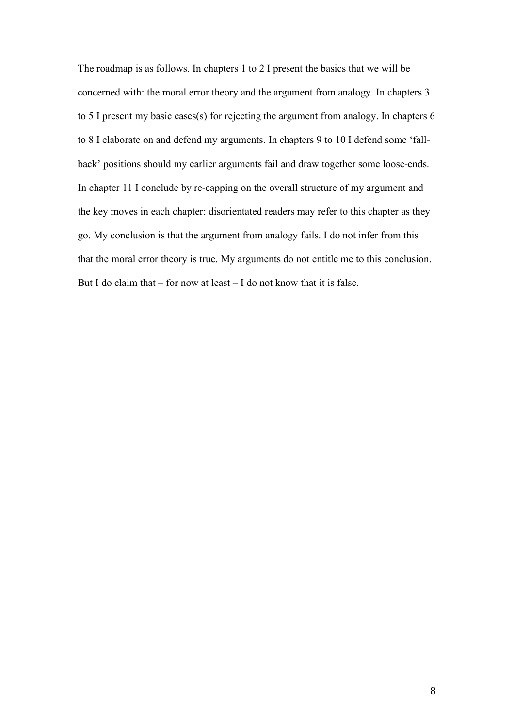The roadmap is as follows. In chapters 1 to 2 I present the basics that we will be concerned with: the moral error theory and the argument from analogy. In chapters 3 to 5 I present my basic cases(s) for rejecting the argument from analogy. In chapters 6 to 8 I elaborate on and defend my arguments. In chapters 9 to 10 I defend some 'fall-back' positions should my earlier arguments fail and draw together some loose-ends. In chapter 11 I conclude by re-capping on the overall structure of my argument and the key moves in each chapter: disorientated readers may refer to this chapter as they go. My conclusion is that the argument from analogy fails. I do not infer from this that the moral error theory is true. My arguments do not entitle me to this conclusion. But I do claim that – for now at least – I do not know that it is false.